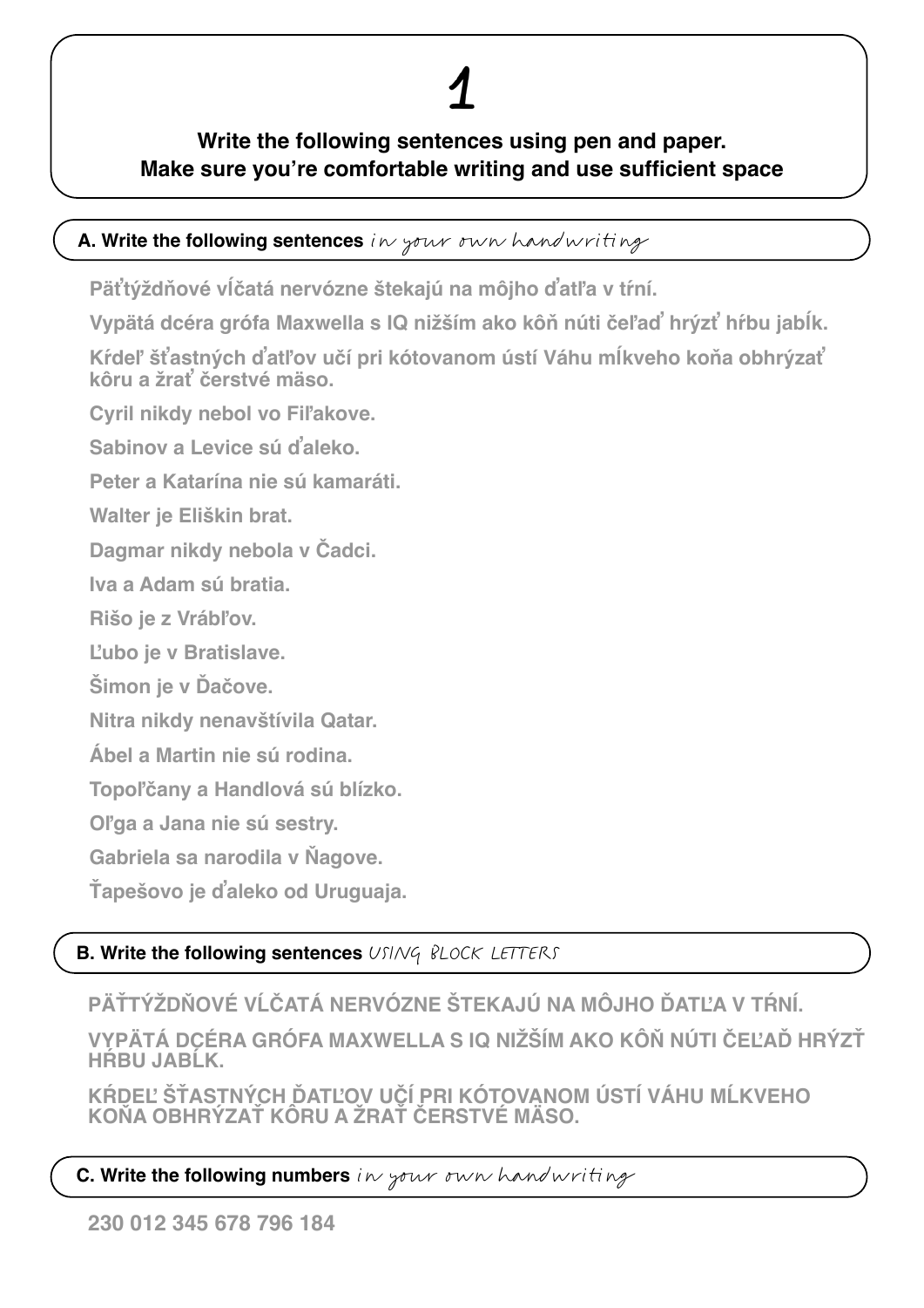# 1

**Write the following sentences using pen and paper.**
**Make sure you're comfortable writing and use sufficient space**

## A. Write the following sentences *in your own handwriting*

Päťtýždňové vĺčatá nervózne štekajú na môjho ďatľa v tŕní.

Vypätá dcéra grófa Maxwella s IQ nižším ako kôň núti čeľaď hrýzť hŕbu jabĺk.

Kŕdeľ šťastných ďatľov učí pri kótovanom ústí Váhu mĺkveho koňa obhrýzať kôru a žrať čerstvé mäso.

Cyril nikdy nebol vo Fiľakove.

Sabinov a Levice sú ďaleko.

Peter a Katarína nie sú kamaráti.

Walter je Eliškin brat.

Dagmar nikdy nebola v Čadci.

Iva a Adam sú bratia.

Rišo je z Vrábľov.

Ľubo je v Bratislave.

Šimon je v Ďačove.

Nitra nikdy nenavštívila Qatar.

Ábel a Martin nie sú rodina.

Topoľčany a Handlová sú blízko.

Oľga a Jana nie sú sestry.

Gabriela sa narodila v Ňagove.

Ťapešovo je ďaleko od Uruguaja.

## B. Write the following sentences *USING BLOCK LETTERS*

PÄŤTÝŽDŇOVÉ VĹČATÁ NERVÓZNE ŠTEKAJÚ NA MÔJHO ĎATĽA V TŔNÍ.

VYPÄTÁ DCÉRA GRÓFA MAXWELLA S IQ NIŽŠÍM AKO KÔŇ NÚTI ČEĽAĎ HRÝZŤ HŔBU JABĹK.

KŔDEĽ ŠŤASTNÝCH ĎATĽOV UČÍ PRI KÓTOVANOM ÚSTÍ VÁHU MĹKVEHO KOŇA OBHRÝZAŤ KÔRU A ŽRAŤ ČERSTVÉ MÄSO.

## C. Write the following numbers *in your own handwriting*

230 012 345 678 796 184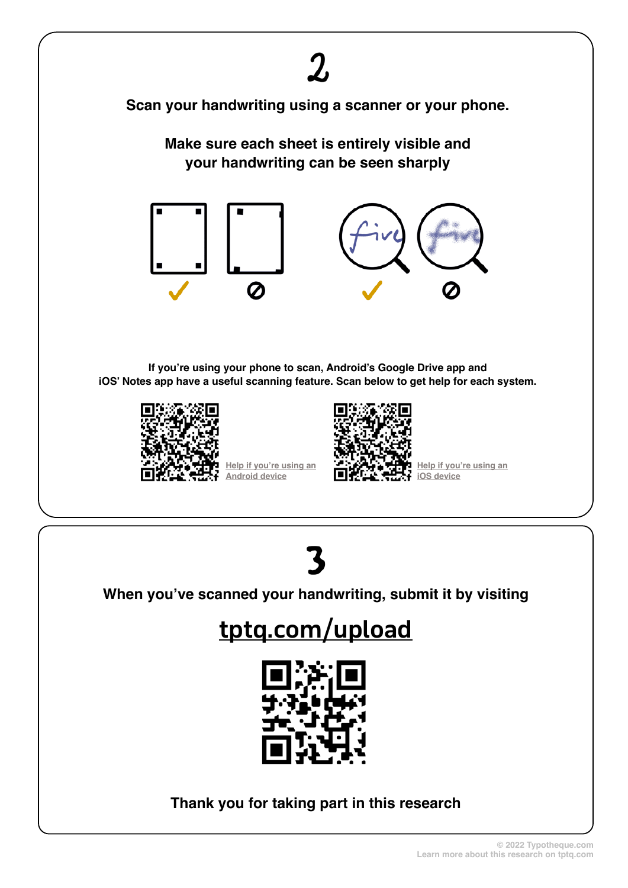# 2

**Scan your handwriting using a scanner or your phone.**

**Make sure each sheet is entirely visible and your handwriting can be seen sharply**

**If you're using your phone to scan, Android's Google Drive app and iOS' Notes app have a useful scanning feature. Scan below to get help for each system.**

Help if you're using an Android device

Help if you're using an iOS device

# 3

**When you've scanned your handwriting, submit it by visiting**

## tptq.com/upload

**Thank you for taking part in this research**

© 2022 Typotheque.com
Learn more about this research on tptq.com